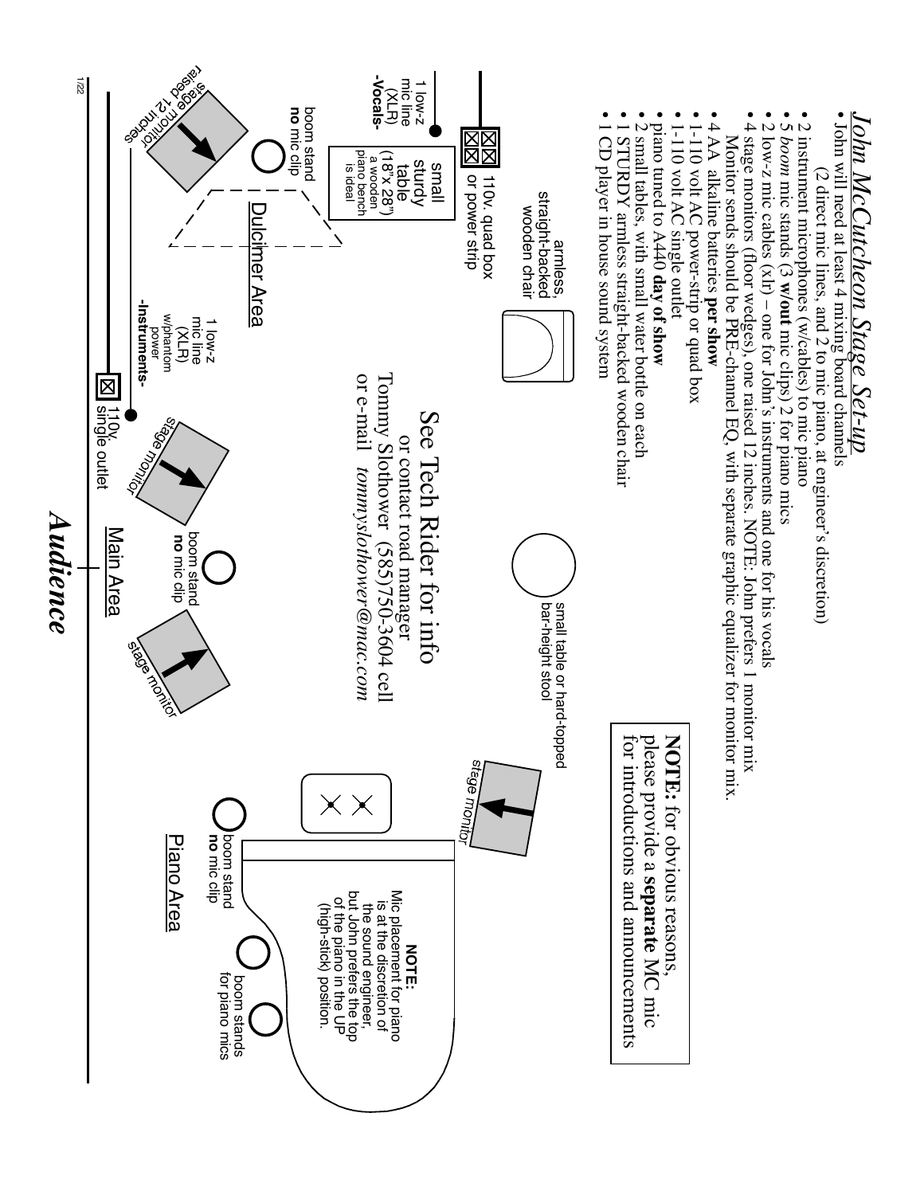# *John McCutcheon Stage Set-up*

- John will need at least 4 mixing board channels (2 direct mic lines, and 2 to mic piano, at engineer's discretion)
- 2 instrument microphones (w/cables) to mic piano
- 5 *boom* mic stands (3 **w/out** mic clips) 2 for piano mics
- 2 low-z mic cables (xlr) – one for John's instruments and one for his vocals
- 4 stage monitors (floor wedges), one raised 12 inches. NOTE: John prefers 1 monitor mix. Monitor sends should be PRE-chanel EQ, with separate graphic equalizer for monitor mix.
- 4 AA alkaline batteries **per show**
- 1-110 volt AC power-strip or quad box
- 1-110 volt AC single outlet
- piano tuned to A440 **day of show**
- 2 small tables, with small water bottle on each
- 1 STURDY armless straight-backed wooden chair
- 1 CD player in house sound system

**NOTE:** for obvious reasons, please provide a **separate** MC mic for introductions and announcements

See Tech Rider for info
or contact road manager
Tommy Slothower (585)750-3604 cell
or e-mail *tommyslothower@mac.com*

Dulcimer Area

- 110v. quad box or power strip
- small sturdy table (18" x 28") a wooden piano bench is ideal
- armless, straight-backed wooden chair
- 1 low-z mic line (XLR) -Vocals-
- boom stand **no** mic clip
- stage monitor raised 12 inches
- 1 low-z mic line (XLR) w/phantom power -Instruments-
- 110v. single outlet

Main Area

- small table or hard-topped bar-height stool
- stage monitor
- boom stand **no** mic clip
- stage monitor

Piano Area

- stage monitor
- boom stand **no** mic clip
- boom stands for piano mics

**NOTE:** Mic placement for piano is at the discretion of the sound engineer, but John prefers the top of the piano in the UP (high-stick) position.

***Audience***

1/22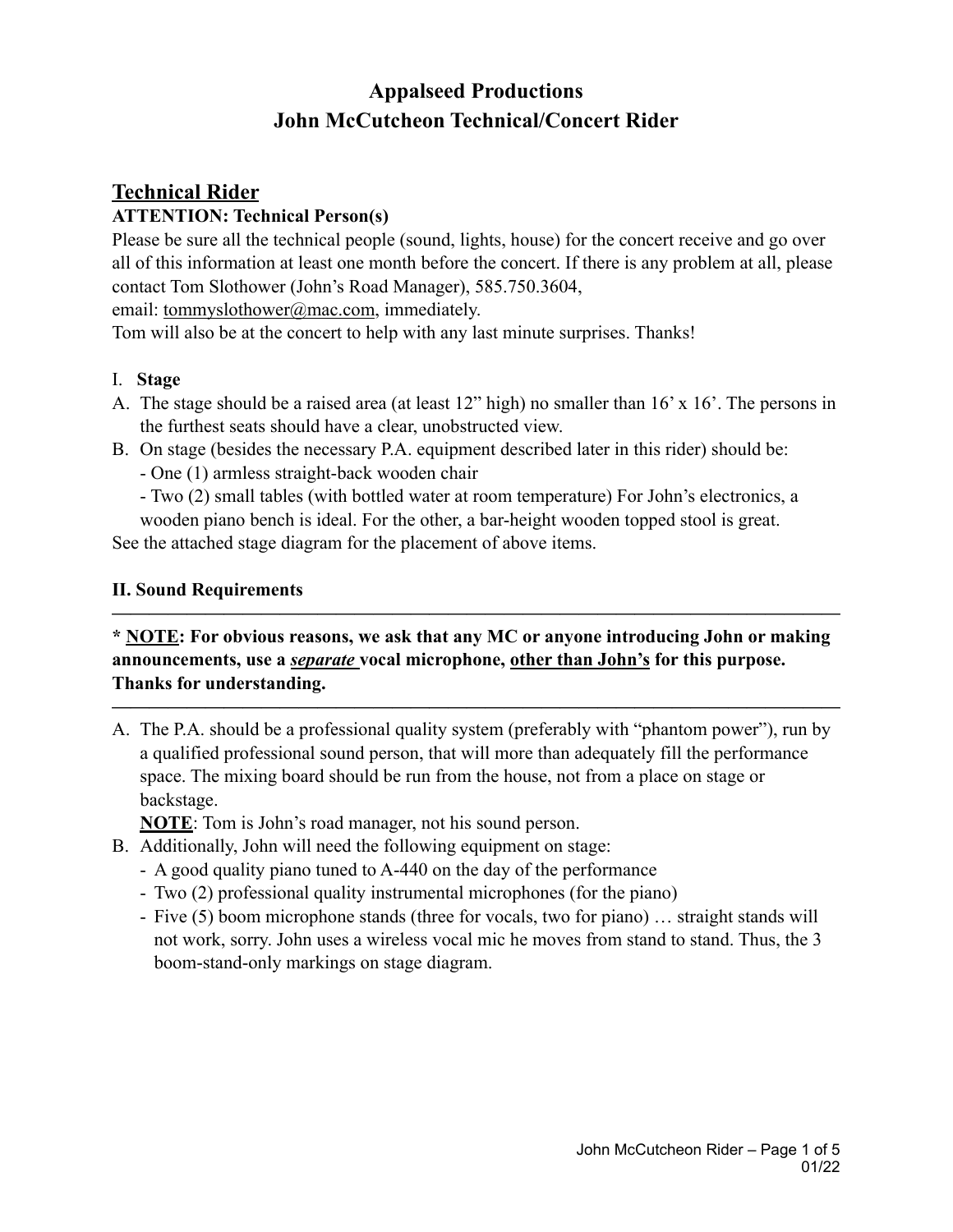# Appalseed Productions
# John McCutcheon Technical/Concert Rider

## Technical Rider

**ATTENTION: Technical Person(s)**

Please be sure all the technical people (sound, lights, house) for the concert receive and go over all of this information at least one month before the concert. If there is any problem at all, please contact Tom Slothower (John's Road Manager), 585.750.3604,
email: tommyslothower@mac.com, immediately.
Tom will also be at the concert to help with any last minute surprises. Thanks!

### I. Stage

A. The stage should be a raised area (at least 12" high) no smaller than 16' x 16'. The persons in the furthest seats should have a clear, unobstructed view.

B. On stage (besides the necessary P.A. equipment described later in this rider) should be:
   - One (1) armless straight-back wooden chair
   - Two (2) small tables (with bottled water at room temperature) For John's electronics, a wooden piano bench is ideal. For the other, a bar-height wooden topped stool is great.

See the attached stage diagram for the placement of above items.

### II. Sound Requirements

---

**\* NOTE: For obvious reasons, we ask that any MC or anyone introducing John or making announcements, use a *separate* vocal microphone, other than John's for this purpose. Thanks for understanding.**

---

A. The P.A. should be a professional quality system (preferably with "phantom power"), run by a qualified professional sound person, that will more than adequately fill the performance space. The mixing board should be run from the house, not from a place on stage or backstage.

   **NOTE**: Tom is John's road manager, not his sound person.

B. Additionally, John will need the following equipment on stage:
   - A good quality piano tuned to A-440 on the day of the performance
   - Two (2) professional quality instrumental microphones (for the piano)
   - Five (5) boom microphone stands (three for vocals, two for piano) … straight stands will not work, sorry. John uses a wireless vocal mic he moves from stand to stand. Thus, the 3 boom-stand-only markings on stage diagram.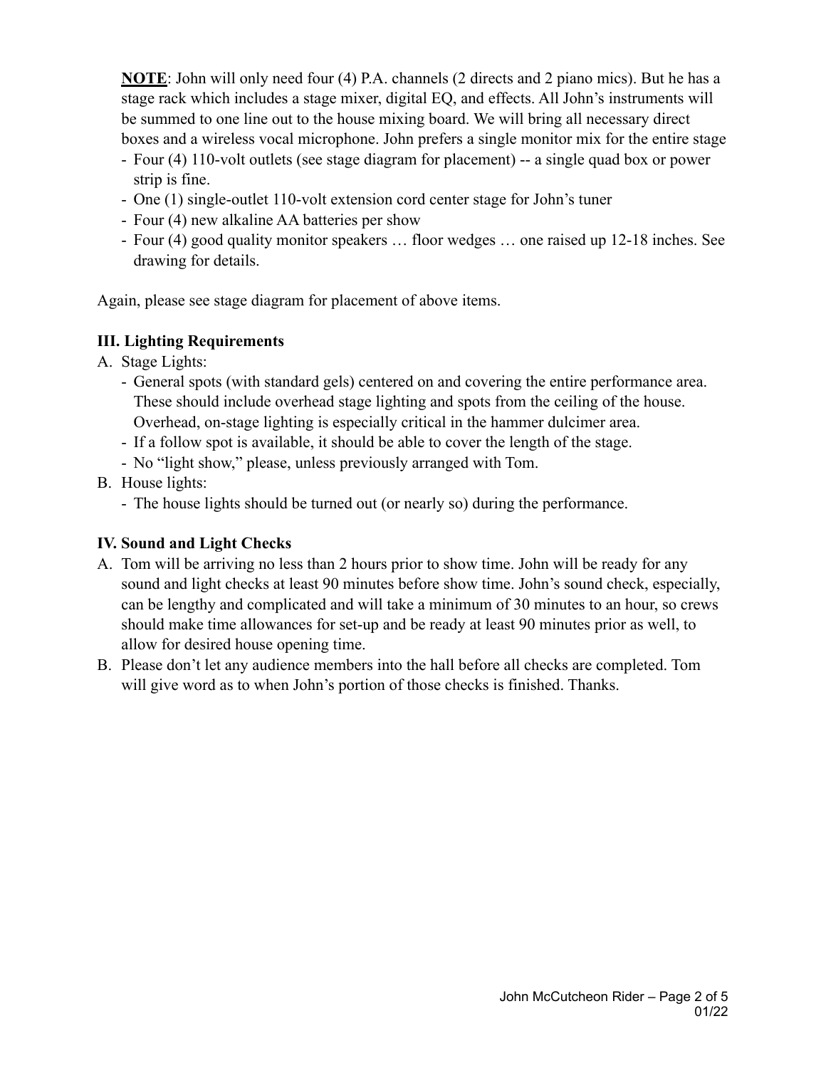**NOTE**: John will only need four (4) P.A. channels (2 directs and 2 piano mics). But he has a stage rack which includes a stage mixer, digital EQ, and effects. All John's instruments will be summed to one line out to the house mixing board. We will bring all necessary direct boxes and a wireless vocal microphone. John prefers a single monitor mix for the entire stage

- Four (4) 110-volt outlets (see stage diagram for placement) -- a single quad box or power strip is fine.
- One (1) single-outlet 110-volt extension cord center stage for John's tuner
- Four (4) new alkaline AA batteries per show
- Four (4) good quality monitor speakers … floor wedges … one raised up 12-18 inches. See drawing for details.

Again, please see stage diagram for placement of above items.

### III. Lighting Requirements

A. Stage Lights:
   - General spots (with standard gels) centered on and covering the entire performance area. These should include overhead stage lighting and spots from the ceiling of the house. Overhead, on-stage lighting is especially critical in the hammer dulcimer area.
   - If a follow spot is available, it should be able to cover the length of the stage.
   - No "light show," please, unless previously arranged with Tom.

B. House lights:
   - The house lights should be turned out (or nearly so) during the performance.

### IV. Sound and Light Checks

A. Tom will be arriving no less than 2 hours prior to show time. John will be ready for any sound and light checks at least 90 minutes before show time. John's sound check, especially, can be lengthy and complicated and will take a minimum of 30 minutes to an hour, so crews should make time allowances for set-up and be ready at least 90 minutes prior as well, to allow for desired house opening time.

B. Please don't let any audience members into the hall before all checks are completed. Tom will give word as to when John's portion of those checks is finished. Thanks.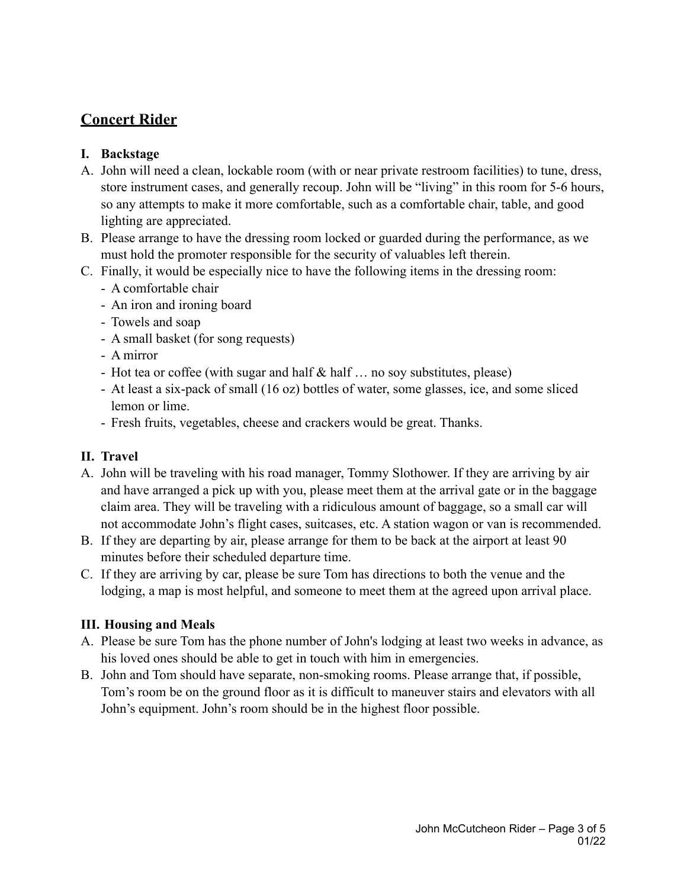## Concert Rider

### I. Backstage

A. John will need a clean, lockable room (with or near private restroom facilities) to tune, dress, store instrument cases, and generally recoup. John will be "living" in this room for 5-6 hours, so any attempts to make it more comfortable, such as a comfortable chair, table, and good lighting are appreciated.

B. Please arrange to have the dressing room locked or guarded during the performance, as we must hold the promoter responsible for the security of valuables left therein.

C. Finally, it would be especially nice to have the following items in the dressing room:
- A comfortable chair
- An iron and ironing board
- Towels and soap
- A small basket (for song requests)
- A mirror
- Hot tea or coffee (with sugar and half & half … no soy substitutes, please)
- At least a six-pack of small (16 oz) bottles of water, some glasses, ice, and some sliced lemon or lime.
- Fresh fruits, vegetables, cheese and crackers would be great. Thanks.

### II. Travel

A. John will be traveling with his road manager, Tommy Slothower. If they are arriving by air and have arranged a pick up with you, please meet them at the arrival gate or in the baggage claim area. They will be traveling with a ridiculous amount of baggage, so a small car will not accommodate John's flight cases, suitcases, etc. A station wagon or van is recommended.

B. If they are departing by air, please arrange for them to be back at the airport at least 90 minutes before their scheduled departure time.

C. If they are arriving by car, please be sure Tom has directions to both the venue and the lodging, a map is most helpful, and someone to meet them at the agreed upon arrival place.

### III. Housing and Meals

A. Please be sure Tom has the phone number of John's lodging at least two weeks in advance, as his loved ones should be able to get in touch with him in emergencies.

B. John and Tom should have separate, non-smoking rooms. Please arrange that, if possible, Tom's room be on the ground floor as it is difficult to maneuver stairs and elevators with all John's equipment. John's room should be in the highest floor possible.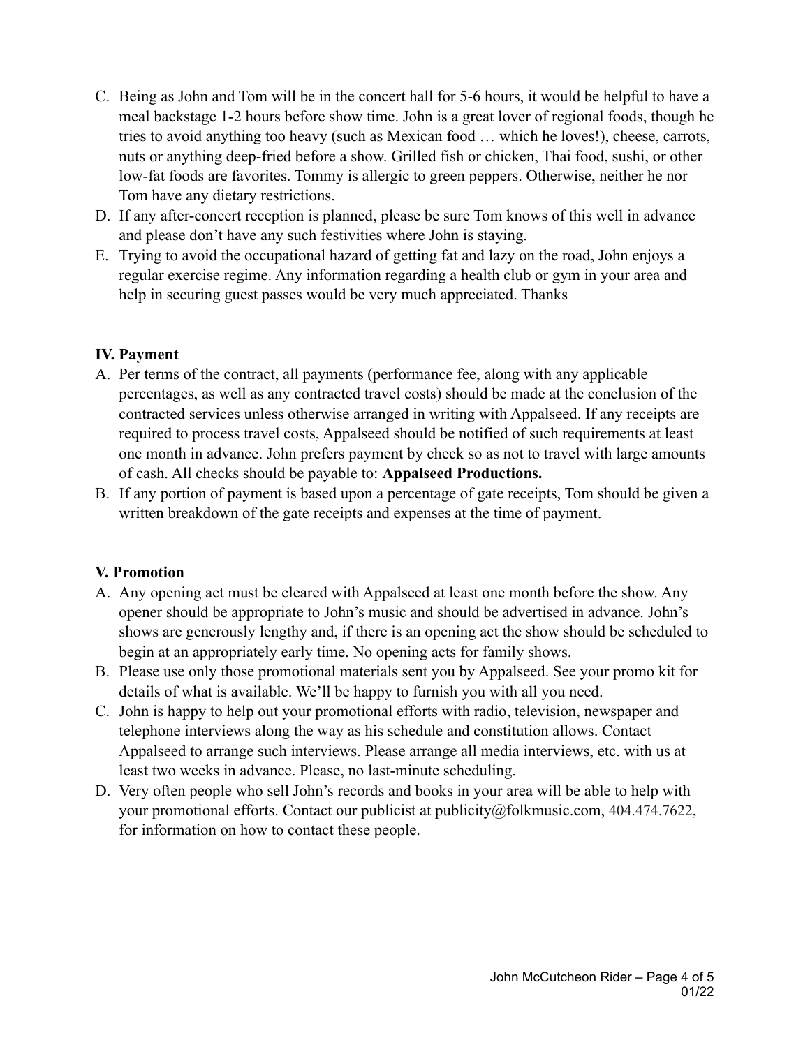C. Being as John and Tom will be in the concert hall for 5-6 hours, it would be helpful to have a meal backstage 1-2 hours before show time. John is a great lover of regional foods, though he tries to avoid anything too heavy (such as Mexican food … which he loves!), cheese, carrots, nuts or anything deep-fried before a show. Grilled fish or chicken, Thai food, sushi, or other low-fat foods are favorites. Tommy is allergic to green peppers. Otherwise, neither he nor Tom have any dietary restrictions.

D. If any after-concert reception is planned, please be sure Tom knows of this well in advance and please don't have any such festivities where John is staying.

E. Trying to avoid the occupational hazard of getting fat and lazy on the road, John enjoys a regular exercise regime. Any information regarding a health club or gym in your area and help in securing guest passes would be very much appreciated. Thanks

**IV. Payment**

A. Per terms of the contract, all payments (performance fee, along with any applicable percentages, as well as any contracted travel costs) should be made at the conclusion of the contracted services unless otherwise arranged in writing with Appalseed. If any receipts are required to process travel costs, Appalseed should be notified of such requirements at least one month in advance. John prefers payment by check so as not to travel with large amounts of cash. All checks should be payable to: **Appalseed Productions.**

B. If any portion of payment is based upon a percentage of gate receipts, Tom should be given a written breakdown of the gate receipts and expenses at the time of payment.

**V. Promotion**

A. Any opening act must be cleared with Appalseed at least one month before the show. Any opener should be appropriate to John's music and should be advertised in advance. John's shows are generously lengthy and, if there is an opening act the show should be scheduled to begin at an appropriately early time. No opening acts for family shows.

B. Please use only those promotional materials sent you by Appalseed. See your promo kit for details of what is available. We'll be happy to furnish you with all you need.

C. John is happy to help out your promotional efforts with radio, television, newspaper and telephone interviews along the way as his schedule and constitution allows. Contact Appalseed to arrange such interviews. Please arrange all media interviews, etc. with us at least two weeks in advance. Please, no last-minute scheduling.

D. Very often people who sell John's records and books in your area will be able to help with your promotional efforts. Contact our publicist at publicity@folkmusic.com, 404.474.7622, for information on how to contact these people.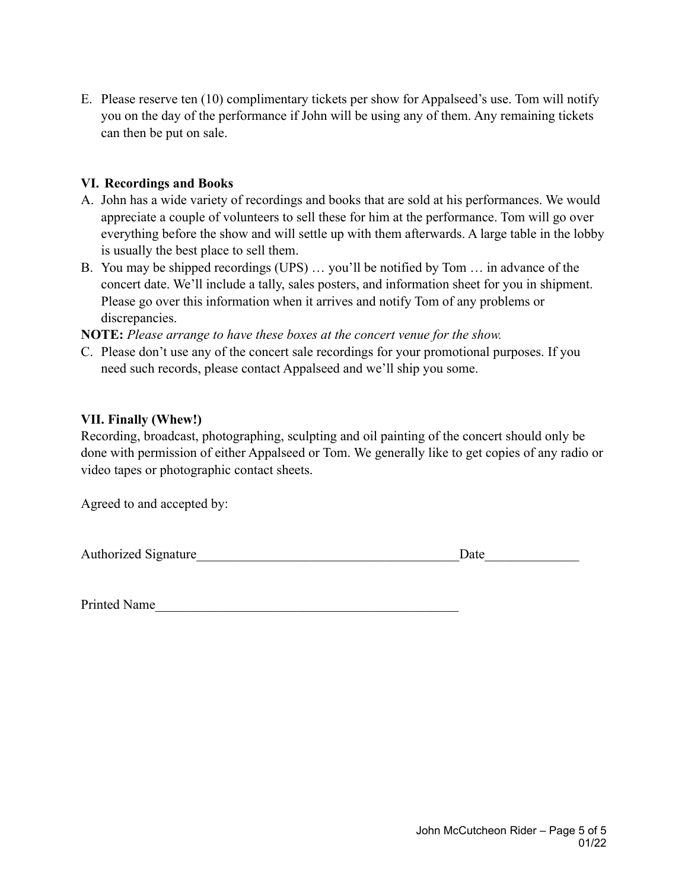E. Please reserve ten (10) complimentary tickets per show for Appalseed's use. Tom will notify you on the day of the performance if John will be using any of them. Any remaining tickets can then be put on sale.

### VI. Recordings and Books

A. John has a wide variety of recordings and books that are sold at his performances. We would appreciate a couple of volunteers to sell these for him at the performance. Tom will go over everything before the show and will settle up with them afterwards. A large table in the lobby is usually the best place to sell them.

B. You may be shipped recordings (UPS) … you'll be notified by Tom … in advance of the concert date. We'll include a tally, sales posters, and information sheet for you in shipment. Please go over this information when it arrives and notify Tom of any problems or discrepancies.

**NOTE:** *Please arrange to have these boxes at the concert venue for the show.*

C. Please don't use any of the concert sale recordings for your promotional purposes. If you need such records, please contact Appalseed and we'll ship you some.

### VII. Finally (Whew!)

Recording, broadcast, photographing, sculpting and oil painting of the concert should only be done with permission of either Appalseed or Tom. We generally like to get copies of any radio or video tapes or photographic contact sheets.

Agreed to and accepted by:

Authorized Signature_______________________________________Date______________

Printed Name_______________________________________________